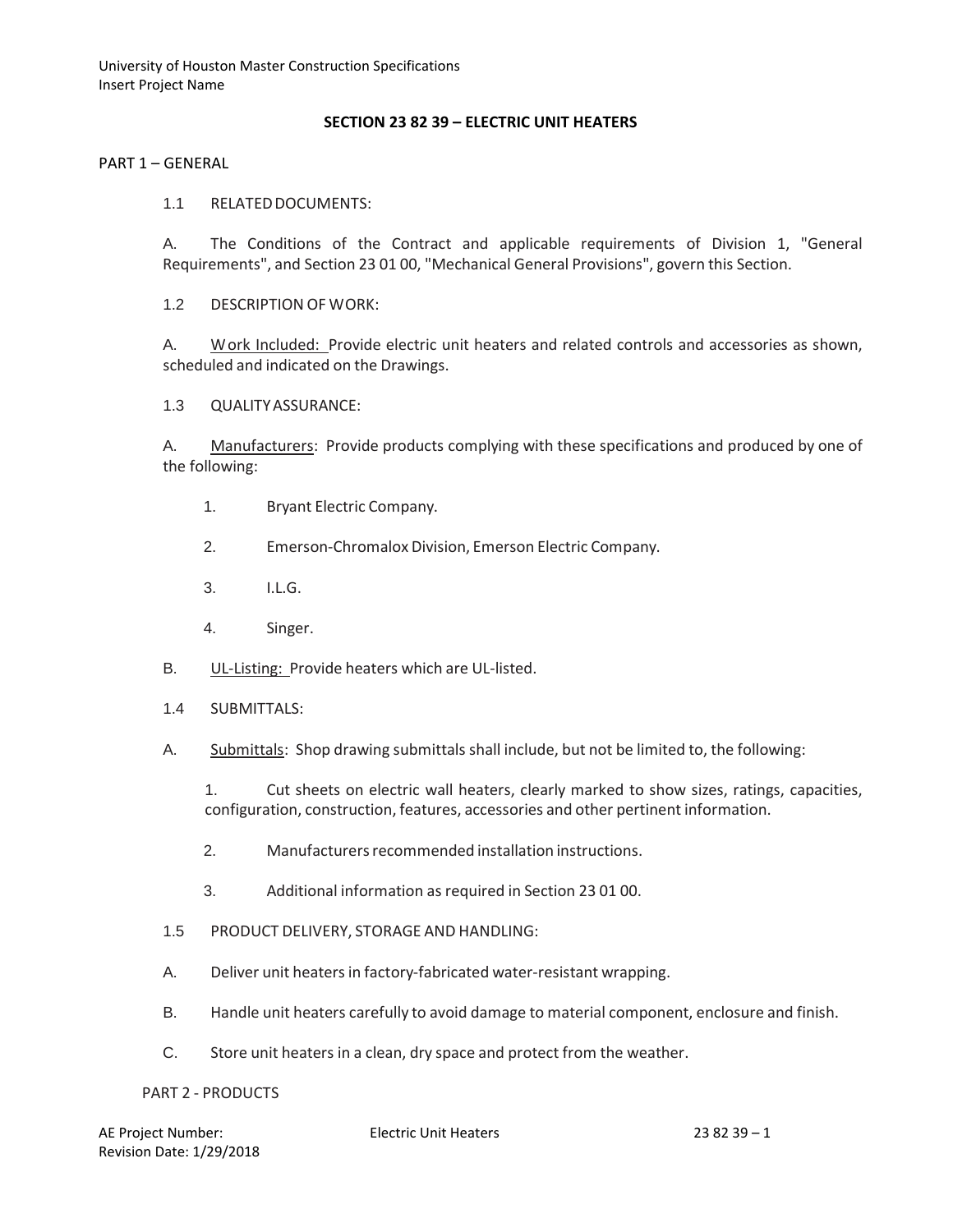## SECTION 23 82 39 – ELECTRIC UNIT HEATERS

PART 1 – GENERAL

1.1 RELATED DOCUMENTS:

A. The Conditions of the Contract and applicable requirements of Division 1, "General Requirements", and Section 23 01 00, "Mechanical General Provisions", govern this Section.

1.2 DESCRIPTION OF WORK:

A. Work Included: Provide electric unit heaters and related controls and accessories as shown, scheduled and indicated on the Drawings.

1.3 QUALITY ASSURANCE:

A. Manufacturers: Provide products complying with these specifications and produced by one of the following:

1. Bryant Electric Company.

2. Emerson-Chromalox Division, Emerson Electric Company.

3. I.L.G.

4. Singer.

B. UL-Listing: Provide heaters which are UL-listed.

1.4 SUBMITTALS:

A. Submittals: Shop drawing submittals shall include, but not be limited to, the following:

1. Cut sheets on electric wall heaters, clearly marked to show sizes, ratings, capacities, configuration, construction, features, accessories and other pertinent information.

2. Manufacturers recommended installation instructions.

3. Additional information as required in Section 23 01 00.

1.5 PRODUCT DELIVERY, STORAGE AND HANDLING:

A. Deliver unit heaters in factory-fabricated water-resistant wrapping.

B. Handle unit heaters carefully to avoid damage to material component, enclosure and finish.

C. Store unit heaters in a clean, dry space and protect from the weather.

PART 2 - PRODUCTS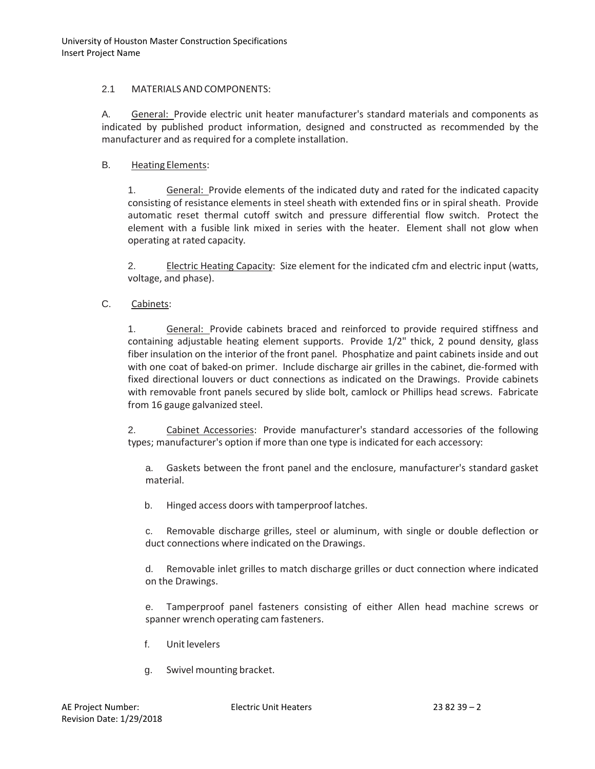## 2.1 MATERIALS AND COMPONENTS:

A. General: Provide electric unit heater manufacturer's standard materials and components as indicated by published product information, designed and constructed as recommended by the manufacturer and as required for a complete installation.

B. Heating Elements:

1. General: Provide elements of the indicated duty and rated for the indicated capacity consisting of resistance elements in steel sheath with extended fins or in spiral sheath. Provide automatic reset thermal cutoff switch and pressure differential flow switch. Protect the element with a fusible link mixed in series with the heater. Element shall not glow when operating at rated capacity.

2. Electric Heating Capacity: Size element for the indicated cfm and electric input (watts, voltage, and phase).

C. Cabinets:

1. General: Provide cabinets braced and reinforced to provide required stiffness and containing adjustable heating element supports. Provide 1/2" thick, 2 pound density, glass fiber insulation on the interior of the front panel. Phosphatize and paint cabinets inside and out with one coat of baked-on primer. Include discharge air grilles in the cabinet, die-formed with fixed directional louvers or duct connections as indicated on the Drawings. Provide cabinets with removable front panels secured by slide bolt, camlock or Phillips head screws. Fabricate from 16 gauge galvanized steel.

2. Cabinet Accessories: Provide manufacturer's standard accessories of the following types; manufacturer's option if more than one type is indicated for each accessory:

   a. Gaskets between the front panel and the enclosure, manufacturer's standard gasket material.

   b. Hinged access doors with tamperproof latches.

   c. Removable discharge grilles, steel or aluminum, with single or double deflection or duct connections where indicated on the Drawings.

   d. Removable inlet grilles to match discharge grilles or duct connection where indicated on the Drawings.

   e. Tamperproof panel fasteners consisting of either Allen head machine screws or spanner wrench operating cam fasteners.

   f. Unit levelers

   g. Swivel mounting bracket.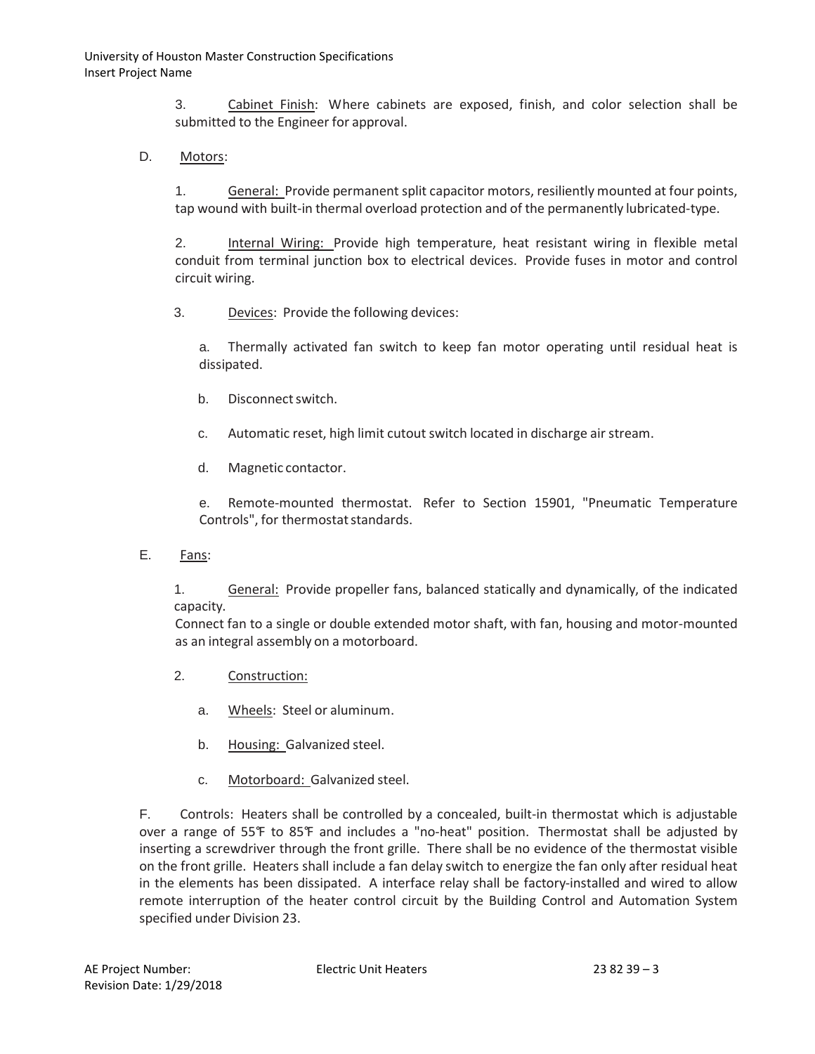3. Cabinet Finish: Where cabinets are exposed, finish, and color selection shall be submitted to the Engineer for approval.

D. Motors:

1. General: Provide permanent split capacitor motors, resiliently mounted at four points, tap wound with built-in thermal overload protection and of the permanently lubricated-type.

2. Internal Wiring: Provide high temperature, heat resistant wiring in flexible metal conduit from terminal junction box to electrical devices. Provide fuses in motor and control circuit wiring.

3. Devices: Provide the following devices:

a. Thermally activated fan switch to keep fan motor operating until residual heat is dissipated.

b. Disconnect switch.

c. Automatic reset, high limit cutout switch located in discharge air stream.

d. Magnetic contactor.

e. Remote-mounted thermostat. Refer to Section 15901, "Pneumatic Temperature Controls", for thermostat standards.

E. Fans:

1. General: Provide propeller fans, balanced statically and dynamically, of the indicated capacity.
Connect fan to a single or double extended motor shaft, with fan, housing and motor-mounted as an integral assembly on a motorboard.

2. Construction:

a. Wheels: Steel or aluminum.

b. Housing: Galvanized steel.

c. Motorboard: Galvanized steel.

F. Controls: Heaters shall be controlled by a concealed, built-in thermostat which is adjustable over a range of 55°F to 85°F and includes a "no-heat" position. Thermostat shall be adjusted by inserting a screwdriver through the front grille. There shall be no evidence of the thermostat visible on the front grille. Heaters shall include a fan delay switch to energize the fan only after residual heat in the elements has been dissipated. A interface relay shall be factory-installed and wired to allow remote interruption of the heater control circuit by the Building Control and Automation System specified under Division 23.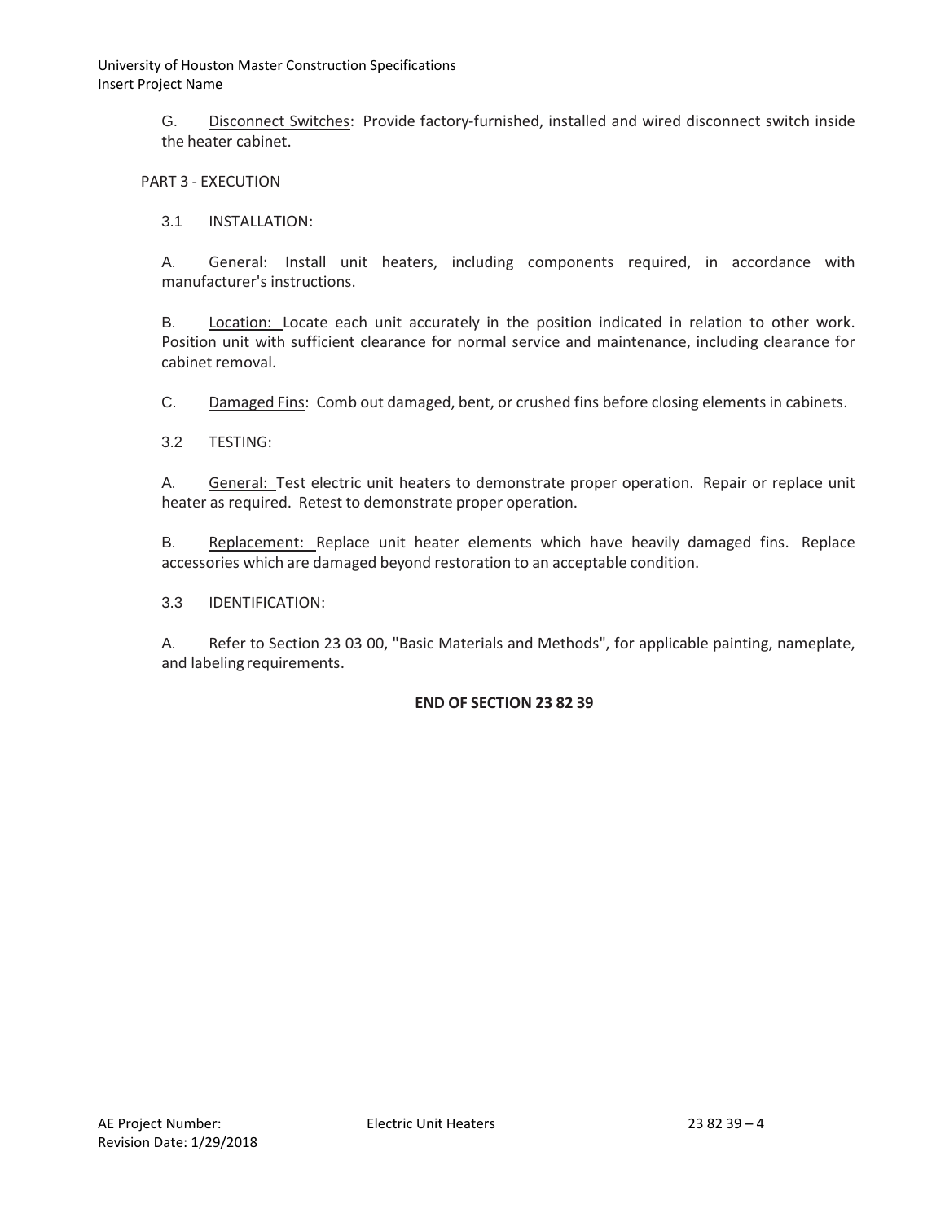G. Disconnect Switches: Provide factory-furnished, installed and wired disconnect switch inside the heater cabinet.

## PART 3 - EXECUTION

### 3.1 INSTALLATION:

A. General: Install unit heaters, including components required, in accordance with manufacturer's instructions.

B. Location: Locate each unit accurately in the position indicated in relation to other work. Position unit with sufficient clearance for normal service and maintenance, including clearance for cabinet removal.

C. Damaged Fins: Comb out damaged, bent, or crushed fins before closing elements in cabinets.

### 3.2 TESTING:

A. General: Test electric unit heaters to demonstrate proper operation. Repair or replace unit heater as required. Retest to demonstrate proper operation.

B. Replacement: Replace unit heater elements which have heavily damaged fins. Replace accessories which are damaged beyond restoration to an acceptable condition.

### 3.3 IDENTIFICATION:

A. Refer to Section 23 03 00, "Basic Materials and Methods", for applicable painting, nameplate, and labeling requirements.

**END OF SECTION 23 82 39**